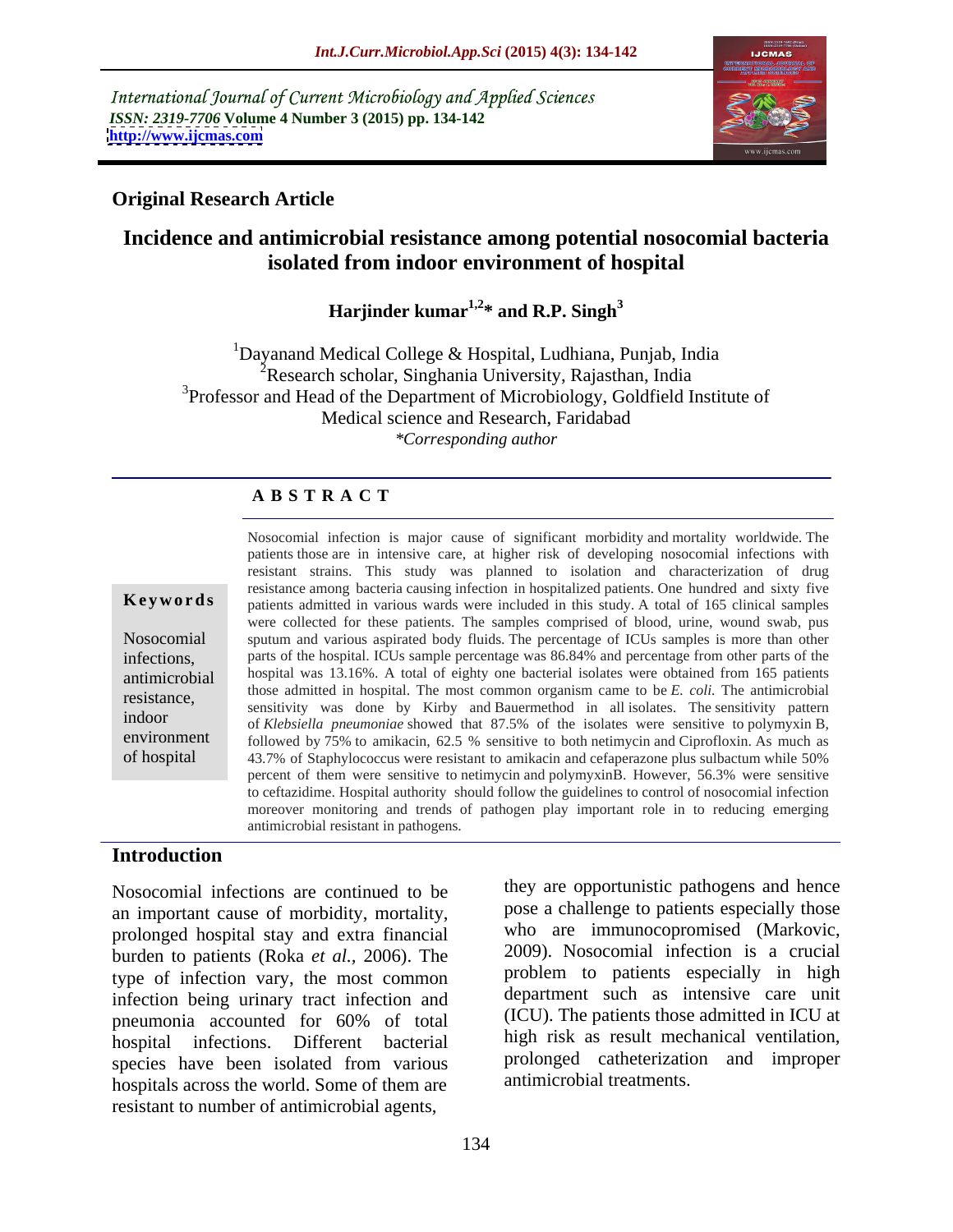International Journal of Current Microbiology and Applied Sciences
*ISSN: 2319-7706* **Volume 4 Number 3 (2015) pp. 134-142**
**http://www.ijcmas.com**

**Original Research Article**

# Incidence and antimicrobial resistance among potential nosocomial bacteria isolated from indoor environment of hospital

**Harjinder kumar[1,2]* and R.P. Singh[3]**

[1]Dayanand Medical College & Hospital, Ludhiana, Punjab, India
[2]Research scholar, Singhania University, Rajasthan, India
[3]Professor and Head of the Department of Microbiology, Goldfield Institute of Medical science and Research, Faridabad
*\*Corresponding author*

## ABSTRACT

**Keywords**

Nosocomial infections, antimicrobial resistance, indoor environment of hospital

Nosocomial infection is major cause of significant morbidity and mortality worldwide. The patients those are in intensive care, at higher risk of developing nosocomial infections with resistant strains. This study was planned to isolation and characterization of drug resistance among bacteria causing infection in hospitalized patients. One hundred and sixty five patients admitted in various wards were included in this study. A total of 165 clinical samples were collected for these patients. The samples comprised of blood, urine, wound swab, pus sputum and various aspirated body fluids. The percentage of ICUs samples is more than other parts of the hospital. ICUs sample percentage was 86.84% and percentage from other parts of the hospital was 13.16%. A total of eighty one bacterial isolates were obtained from 165 patients those admitted in hospital. The most common organism came to be *E. coli.* The antimicrobial sensitivity was done by Kirby and Bauermethod in all isolates. The sensitivity pattern of *Klebsiella pneumoniae* showed that 87.5% of the isolates were sensitive to polymyxin B, followed by 75% to amikacin, 62.5 % sensitive to both netimycin and Ciprofloxin. As much as 43.7% of Staphylococcus were resistant to amikacin and cefaperazone plus sulbactum while 50% percent of them were sensitive to netimycin and polymyxinB. However, 56.3% were sensitive to ceftazidime. Hospital authority should follow the guidelines to control of nosocomial infection moreover monitoring and trends of pathogen play important role in to reducing emerging antimicrobial resistant in pathogens.

## Introduction

Nosocomial infections are continued to be an important cause of morbidity, mortality, prolonged hospital stay and extra financial burden to patients (Roka *et al.*, 2006). The type of infection vary, the most common infection being urinary tract infection and pneumonia accounted for 60% of total hospital infections. Different bacterial species have been isolated from various hospitals across the world. Some of them are resistant to number of antimicrobial agents, they are opportunistic pathogens and hence pose a challenge to patients especially those who are immunocopromised (Markovic, 2009). Nosocomial infection is a crucial problem to patients especially in high department such as intensive care unit (ICU). The patients those admitted in ICU at high risk as result mechanical ventilation, prolonged catheterization and improper antimicrobial treatments.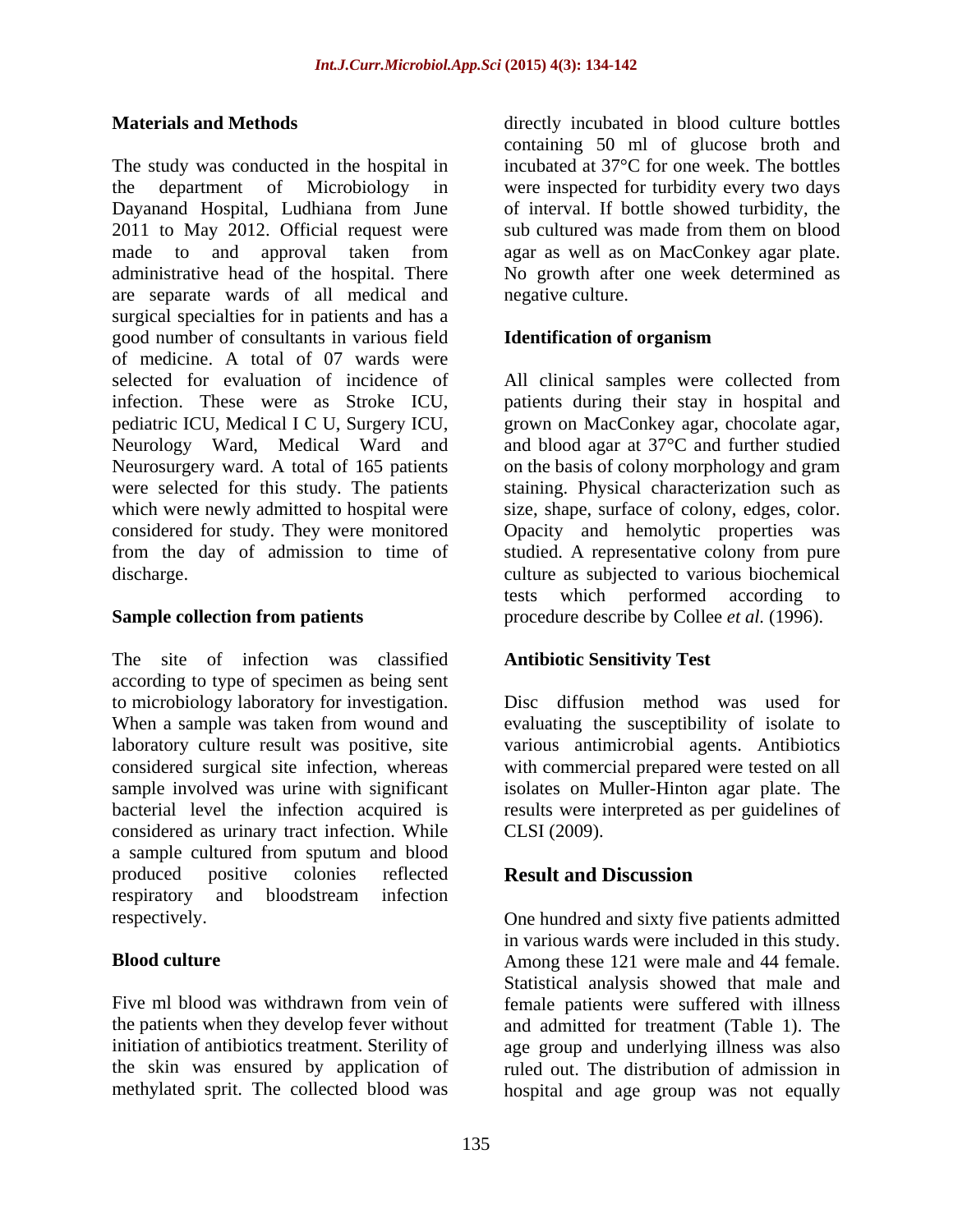## Materials and Methods

The study was conducted in the hospital in the department of Microbiology in Dayanand Hospital, Ludhiana from June 2011 to May 2012. Official request were made to and approval taken from administrative head of the hospital. There are separate wards of all medical and surgical specialties for in patients and has a good number of consultants in various field of medicine. A total of 07 wards were selected for evaluation of incidence of infection. These were as Stroke ICU, pediatric ICU, Medical I C U, Surgery ICU, Neurology Ward, Medical Ward and Neurosurgery ward. A total of 165 patients were selected for this study. The patients which were newly admitted to hospital were considered for study. They were monitored from the day of admission to time of discharge.

### Sample collection from patients

The site of infection was classified according to type of specimen as being sent to microbiology laboratory for investigation. When a sample was taken from wound and laboratory culture result was positive, site considered surgical site infection, whereas sample involved was urine with significant bacterial level the infection acquired is considered as urinary tract infection. While a sample cultured from sputum and blood produced positive colonies reflected respiratory and bloodstream infection respectively.

### Blood culture

Five ml blood was withdrawn from vein of the patients when they develop fever without initiation of antibiotics treatment. Sterility of the skin was ensured by application of methylated sprit. The collected blood was directly incubated in blood culture bottles containing 50 ml of glucose broth and incubated at 37°C for one week. The bottles were inspected for turbidity every two days of interval. If bottle showed turbidity, the sub cultured was made from them on blood agar as well as on MacConkey agar plate. No growth after one week determined as negative culture.

### Identification of organism

All clinical samples were collected from patients during their stay in hospital and grown on MacConkey agar, chocolate agar, and blood agar at 37°C and further studied on the basis of colony morphology and gram staining. Physical characterization such as size, shape, surface of colony, edges, color. Opacity and hemolytic properties was studied. A representative colony from pure culture as subjected to various biochemical tests which performed according to procedure describe by Collee *et al.* (1996).

### Antibiotic Sensitivity Test

Disc diffusion method was used for evaluating the susceptibility of isolate to various antimicrobial agents. Antibiotics with commercial prepared were tested on all isolates on Muller-Hinton agar plate. The results were interpreted as per guidelines of CLSI (2009).

## Result and Discussion

One hundred and sixty five patients admitted in various wards were included in this study. Among these 121 were male and 44 female. Statistical analysis showed that male and female patients were suffered with illness and admitted for treatment (Table 1). The age group and underlying illness was also ruled out. The distribution of admission in hospital and age group was not equally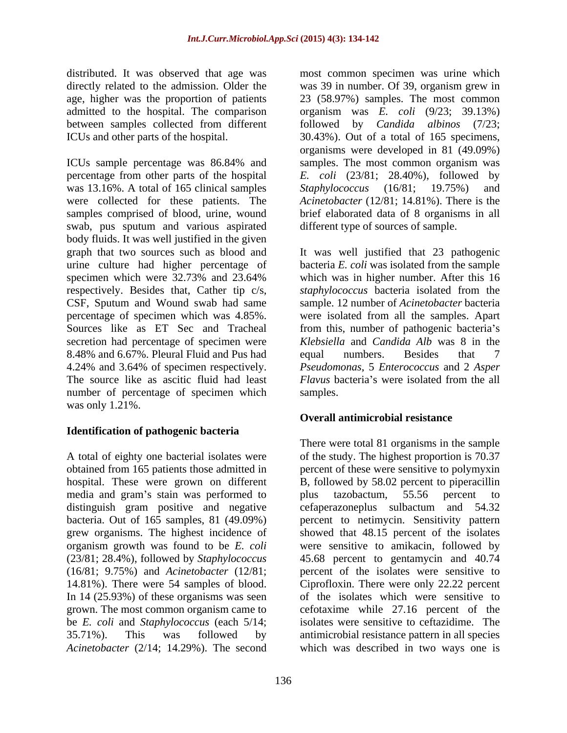distributed. It was observed that age was directly related to the admission. Older the age, higher was the proportion of patients admitted to the hospital. The comparison between samples collected from different ICUs and other parts of the hospital.

ICUs sample percentage was 86.84% and percentage from other parts of the hospital was 13.16%. A total of 165 clinical samples were collected for these patients. The samples comprised of blood, urine, wound swab, pus sputum and various aspirated body fluids. It was well justified in the given graph that two sources such as blood and urine culture had higher percentage of specimen which were 32.73% and 23.64% respectively. Besides that, Cather tip c/s, CSF, Sputum and Wound swab had same percentage of specimen which was 4.85%. Sources like as ET Sec and Tracheal secretion had percentage of specimen were 8.48% and 6.67%. Pleural Fluid and Pus had 4.24% and 3.64% of specimen respectively. The source like as ascitic fluid had least number of percentage of specimen which was only 1.21%.

## Identification of pathogenic bacteria

A total of eighty one bacterial isolates were obtained from 165 patients those admitted in hospital. These were grown on different media and gram's stain was performed to distinguish gram positive and negative bacteria. Out of 165 samples, 81 (49.09%) grew organisms. The highest incidence of organism growth was found to be *E. coli* (23/81; 28.4%), followed by *Staphylococcus* (16/81; 9.75%) and *Acinetobacter* (12/81; 14.81%). There were 54 samples of blood. In 14 (25.93%) of these organisms was seen grown. The most common organism came to be *E. coli* and *Staphylococcus* (each 5/14; 35.71%). This was followed by *Acinetobacter* (2/14; 14.29%). The second most common specimen was urine which was 39 in number. Of 39, organism grew in 23 (58.97%) samples. The most common organism was *E. coli* (9/23; 39.13%) followed by *Candida albinos* (7/23; 30.43%). Out of a total of 165 specimens, organisms were developed in 81 (49.09%) samples. The most common organism was *E. coli* (23/81; 28.40%), followed by *Staphylococcus* (16/81; 19.75%) and *Acinetobacter* (12/81; 14.81%). There is the brief elaborated data of 8 organisms in all different type of sources of sample.

It was well justified that 23 pathogenic bacteria *E. coli* was isolated from the sample which was in higher number. After this 16 *staphylococcus* bacteria isolated from the sample. 12 number of *Acinetobacter* bacteria were isolated from all the samples. Apart from this, number of pathogenic bacteria's *Klebsiella* and *Candida Alb* was 8 in the equal numbers. Besides that 7 *Pseudomonas*, 5 *Enterococcus* and 2 *Asper Flavus* bacteria's were isolated from the all samples.

## Overall antimicrobial resistance

There were total 81 organisms in the sample of the study. The highest proportion is 70.37 percent of these were sensitive to polymyxin B, followed by 58.02 percent to piperacillin plus tazobactum, 55.56 percent to cefaperazoneplus sulbactum and 54.32 percent to netimycin. Sensitivity pattern showed that 48.15 percent of the isolates were sensitive to amikacin, followed by 45.68 percent to gentamycin and 40.74 percent of the isolates were sensitive to Ciprofloxin. There were only 22.22 percent of the isolates which were sensitive to cefotaxime while 27.16 percent of the isolates were sensitive to ceftazidime. The antimicrobial resistance pattern in all species which was described in two ways one is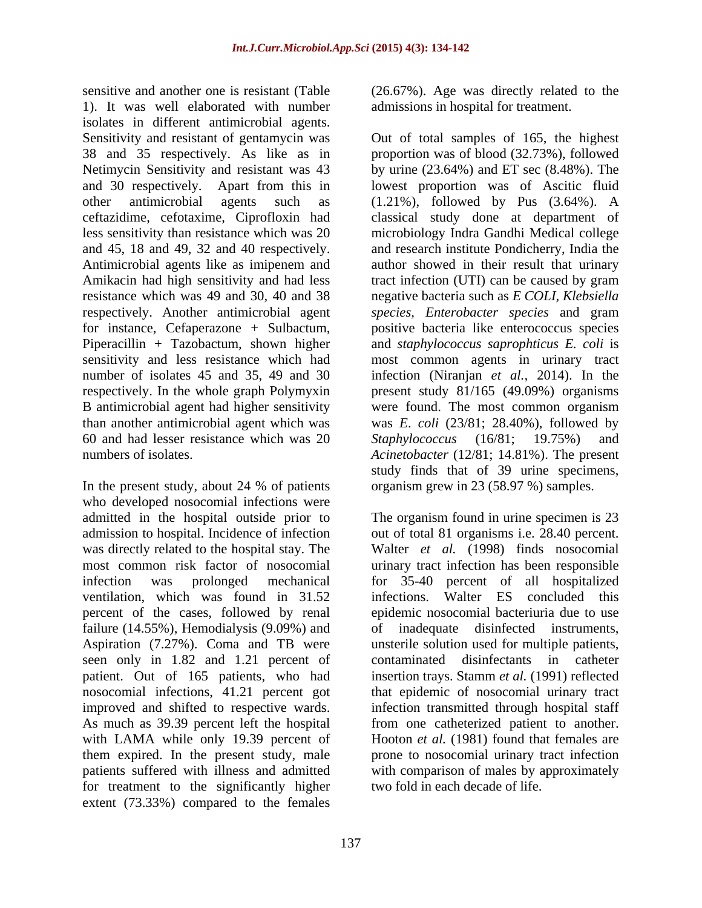sensitive and another one is resistant (Table 1). It was well elaborated with number isolates in different antimicrobial agents. Sensitivity and resistant of gentamycin was 38 and 35 respectively. As like as in Netimycin Sensitivity and resistant was 43 and 30 respectively. Apart from this in other antimicrobial agents such as ceftazidime, cefotaxime, Ciprofloxin had less sensitivity than resistance which was 20 and 45, 18 and 49, 32 and 40 respectively. Antimicrobial agents like as imipenem and Amikacin had high sensitivity and had less resistance which was 49 and 30, 40 and 38 respectively. Another antimicrobial agent for instance, Cefaperazone + Sulbactum, Piperacillin + Tazobactum, shown higher sensitivity and less resistance which had number of isolates 45 and 35, 49 and 30 respectively. In the whole graph Polymyxin B antimicrobial agent had higher sensitivity than another antimicrobial agent which was 60 and had lesser resistance which was 20 numbers of isolates.

In the present study, about 24 % of patients who developed nosocomial infections were admitted in the hospital outside prior to admission to hospital. Incidence of infection was directly related to the hospital stay. The most common risk factor of nosocomial infection was prolonged mechanical ventilation, which was found in 31.52 percent of the cases, followed by renal failure (14.55%), Hemodialysis (9.09%) and Aspiration (7.27%). Coma and TB were seen only in 1.82 and 1.21 percent of patient. Out of 165 patients, who had nosocomial infections, 41.21 percent got improved and shifted to respective wards. As much as 39.39 percent left the hospital with LAMA while only 19.39 percent of them expired. In the present study, male patients suffered with illness and admitted for treatment to the significantly higher extent (73.33%) compared to the females (26.67%). Age was directly related to the admissions in hospital for treatment.

Out of total samples of 165, the highest proportion was of blood (32.73%), followed by urine (23.64%) and ET sec (8.48%). The lowest proportion was of Ascitic fluid (1.21%), followed by Pus (3.64%). A classical study done at department of microbiology Indra Gandhi Medical college and research institute Pondicherry, India the author showed in their result that urinary tract infection (UTI) can be caused by gram negative bacteria such as *E COLI, Klebsiella species, Enterobacter species* and gram positive bacteria like enterococcus species and *staphylococcus saprophticus E. coli* is most common agents in urinary tract infection (Niranjan *et al.*, 2014). In the present study 81/165 (49.09%) organisms were found. The most common organism was *E. coli* (23/81; 28.40%), followed by *Staphylococcus* (16/81; 19.75%) and *Acinetobacter* (12/81; 14.81%). The present study finds that of 39 urine specimens, organism grew in 23 (58.97 %) samples.

The organism found in urine specimen is 23 out of total 81 organisms i.e. 28.40 percent. Walter *et al.* (1998) finds nosocomial urinary tract infection has been responsible for 35-40 percent of all hospitalized infections. Walter ES concluded this epidemic nosocomial bacteriuria due to use of inadequate disinfected instruments, unsterile solution used for multiple patients, contaminated disinfectants in catheter insertion trays. Stamm *et al.* (1991) reflected that epidemic of nosocomial urinary tract infection transmitted through hospital staff from one catheterized patient to another. Hooton *et al.* (1981) found that females are prone to nosocomial urinary tract infection with comparison of males by approximately two fold in each decade of life.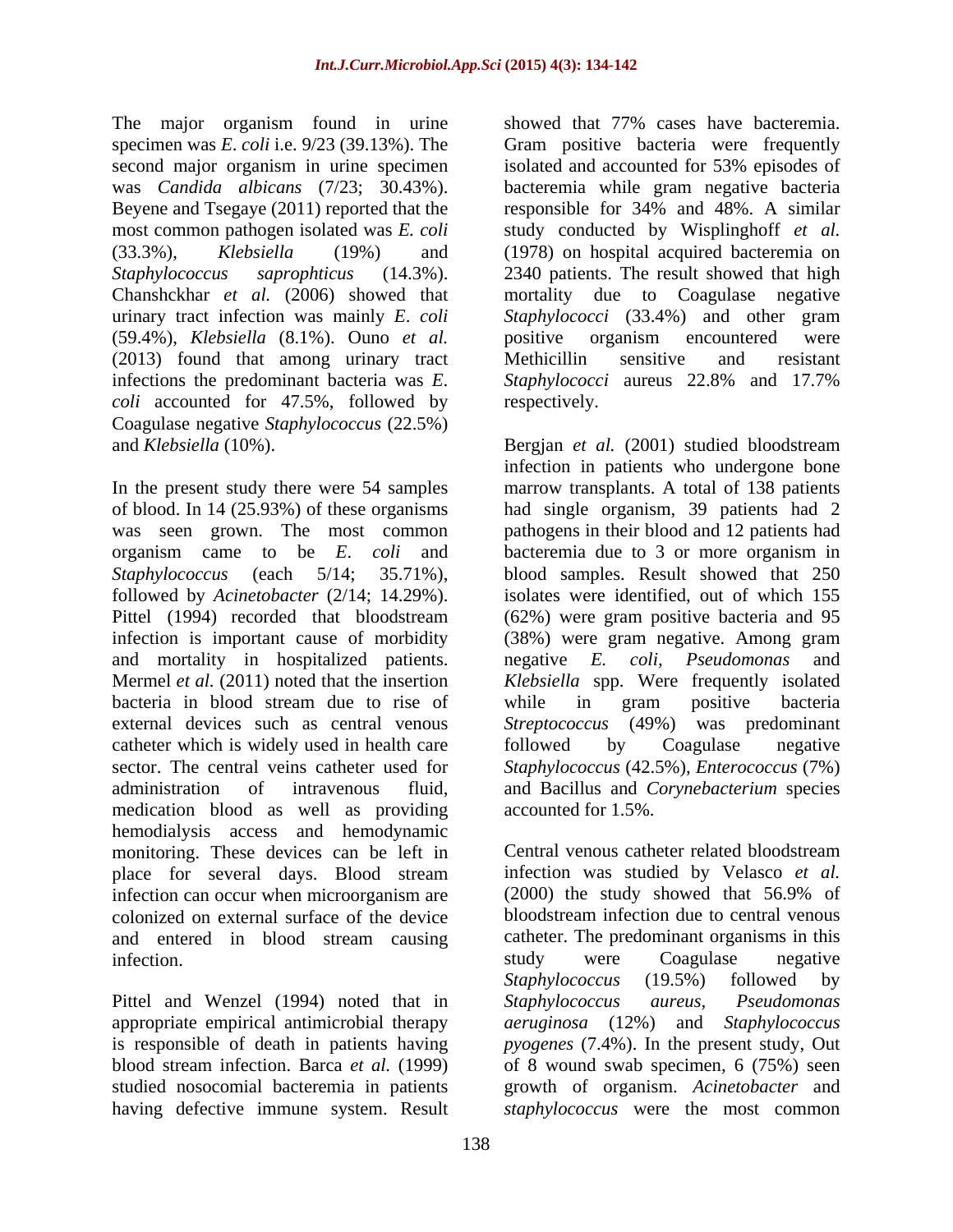The major organism found in urine specimen was *E. coli* i.e. 9/23 (39.13%). The second major organism in urine specimen was *Candida albicans* (7/23; 30.43%). Beyene and Tsegaye (2011) reported that the most common pathogen isolated was *E. coli* (33.3%), *Klebsiella* (19%) and *Staphylococcus saprophticus* (14.3%). Chanshckhar *et al.* (2006) showed that urinary tract infection was mainly *E. coli* (59.4%), *Klebsiella* (8.1%). Ouno *et al.* (2013) found that among urinary tract infections the predominant bacteria was *E. coli* accounted for 47.5%, followed by Coagulase negative *Staphylococcus* (22.5%) and *Klebsiella* (10%).

In the present study there were 54 samples of blood. In 14 (25.93%) of these organisms was seen grown. The most common organism came to be *E. coli* and *Staphylococcus* (each 5/14; 35.71%), followed by *Acinetobacter* (2/14; 14.29%). Pittel (1994) recorded that bloodstream infection is important cause of morbidity and mortality in hospitalized patients. Mermel *et al.* (2011) noted that the insertion bacteria in blood stream due to rise of external devices such as central venous catheter which is widely used in health care sector. The central veins catheter used for administration of intravenous fluid, medication blood as well as providing hemodialysis access and hemodynamic monitoring. These devices can be left in place for several days. Blood stream infection can occur when microorganism are colonized on external surface of the device and entered in blood stream causing infection.

Pittel and Wenzel (1994) noted that in appropriate empirical antimicrobial therapy is responsible of death in patients having blood stream infection. Barca *et al.* (1999) studied nosocomial bacteremia in patients having defective immune system. Result showed that 77% cases have bacteremia. Gram positive bacteria were frequently isolated and accounted for 53% episodes of bacteremia while gram negative bacteria responsible for 34% and 48%. A similar study conducted by Wisplinghoff *et al.* (1978) on hospital acquired bacteremia on 2340 patients. The result showed that high mortality due to Coagulase negative *Staphylococci* (33.4%) and other gram positive organism encountered were Methicillin sensitive and resistant *Staphylococci* aureus 22.8% and 17.7% respectively.

Bergjan *et al.* (2001) studied bloodstream infection in patients who undergone bone marrow transplants. A total of 138 patients had single organism, 39 patients had 2 pathogens in their blood and 12 patients had bacteremia due to 3 or more organism in blood samples. Result showed that 250 isolates were identified, out of which 155 (62%) were gram positive bacteria and 95 (38%) were gram negative. Among gram negative *E. coli, Pseudomonas* and *Klebsiella* spp. Were frequently isolated while in gram positive bacteria *Streptococcus* (49%) was predominant followed by Coagulase negative *Staphylococcus* (42.5%), *Enterococcus* (7%) and Bacillus and *Corynebacterium* species accounted for 1.5%.

Central venous catheter related bloodstream infection was studied by Velasco *et al.* (2000) the study showed that 56.9% of bloodstream infection due to central venous catheter. The predominant organisms in this study were Coagulase negative *Staphylococcus* (19.5%) followed by *Staphylococcus aureus, Pseudomonas aeruginosa* (12%) and *Staphylococcus pyogenes* (7.4%). In the present study, Out of 8 wound swab specimen, 6 (75%) seen growth of organism. *Acinetobacter* and *staphylococcus* were the most common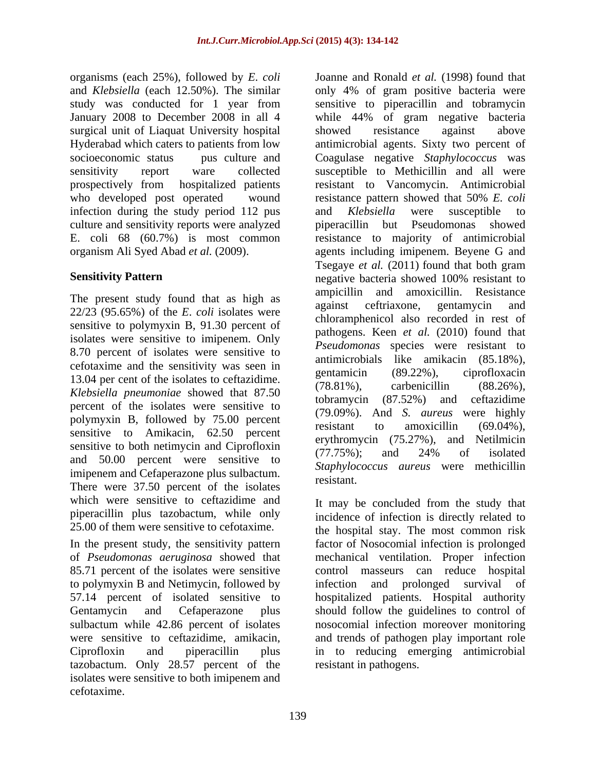organisms (each 25%), followed by *E. coli* and *Klebsiella* (each 12.50%). The similar study was conducted for 1 year from January 2008 to December 2008 in all 4 surgical unit of Liaquat University hospital Hyderabad which caters to patients from low socioeconomic status pus culture and sensitivity report ware collected prospectively from hospitalized patients who developed post operated wound infection during the study period 112 pus culture and sensitivity reports were analyzed E. coli 68 (60.7%) is most common organism Ali Syed Abad *et al.* (2009).

## Sensitivity Pattern

The present study found that as high as 22/23 (95.65%) of the *E. coli* isolates were sensitive to polymyxin B, 91.30 percent of isolates were sensitive to imipenem. Only 8.70 percent of isolates were sensitive to cefotaxime and the sensitivity was seen in 13.04 per cent of the isolates to ceftazidime. *Klebsiella pneumoniae* showed that 87.50 percent of the isolates were sensitive to polymyxin B, followed by 75.00 percent sensitive to Amikacin, 62.50 percent sensitive to both netimycin and Ciprofloxin and 50.00 percent were sensitive to imipenem and Cefaperazone plus sulbactum. There were 37.50 percent of the isolates which were sensitive to ceftazidime and piperacillin plus tazobactum, while only 25.00 of them were sensitive to cefotaxime.

In the present study, the sensitivity pattern of *Pseudomonas aeruginosa* showed that 85.71 percent of the isolates were sensitive to polymyxin B and Netimycin, followed by 57.14 percent of isolated sensitive to Gentamycin and Cefaperazone plus sulbactum while 42.86 percent of isolates were sensitive to ceftazidime, amikacin, Ciprofloxin and piperacillin plus tazobactum. Only 28.57 percent of the isolates were sensitive to both imipenem and cefotaxime.

Joanne and Ronald *et al.* (1998) found that only 4% of gram positive bacteria were sensitive to piperacillin and tobramycin while 44% of gram negative bacteria showed resistance against above antimicrobial agents. Sixty two percent of Coagulase negative *Staphylococcus* was susceptible to Methicillin and all were resistant to Vancomycin. Antimicrobial resistance pattern showed that 50% *E. coli* and *Klebsiella* were susceptible to piperacillin but Pseudomonas showed resistance to majority of antimicrobial agents including imipenem. Beyene G and Tsegaye *et al.* (2011) found that both gram negative bacteria showed 100% resistant to ampicillin and amoxicillin. Resistance against ceftriaxone, gentamycin and chloramphenicol also recorded in rest of pathogens. Keen *et al.* (2010) found that *Pseudomonas* species were resistant to antimicrobials like amikacin (85.18%), gentamicin (89.22%), ciprofloxacin (78.81%), carbenicillin (88.26%), tobramycin (87.52%) and ceftazidime (79.09%). And *S. aureus* were highly resistant to amoxicillin (69.04%), erythromycin (75.27%), and Netilmicin (77.75%); and 24% of isolated *Staphylococcus aureus* were methicillin resistant.

It may be concluded from the study that incidence of infection is directly related to the hospital stay. The most common risk factor of Nosocomial infection is prolonged mechanical ventilation. Proper infection control masseurs can reduce hospital infection and prolonged survival of hospitalized patients. Hospital authority should follow the guidelines to control of nosocomial infection moreover monitoring and trends of pathogen play important role in to reducing emerging antimicrobial resistant in pathogens.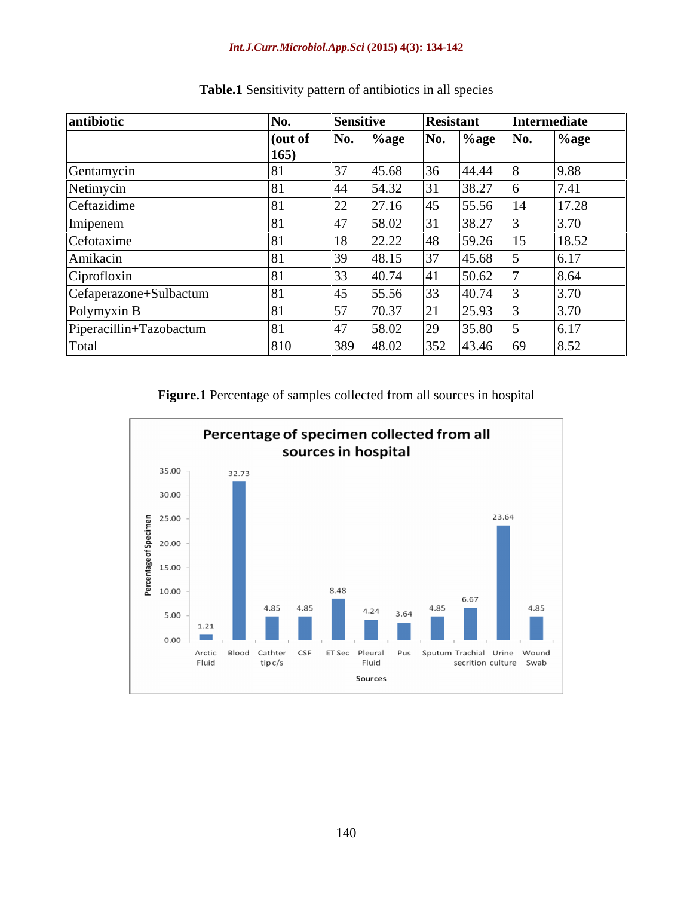**Table.1** Sensitivity pattern of antibiotics in all species

| antibiotic | No. | Sensitive | | Resistant | | Intermediate | |
|---|---|---|---|---|---|---|---|
| | (out of 165) | No. | %age | No. | %age | No. | %age |
| Gentamycin | 81 | 37 | 45.68 | 36 | 44.44 | 8 | 9.88 |
| Netimycin | 81 | 44 | 54.32 | 31 | 38.27 | 6 | 7.41 |
| Ceftazidime | 81 | 22 | 27.16 | 45 | 55.56 | 14 | 17.28 |
| Imipenem | 81 | 47 | 58.02 | 31 | 38.27 | 3 | 3.70 |
| Cefotaxime | 81 | 18 | 22.22 | 48 | 59.26 | 15 | 18.52 |
| Amikacin | 81 | 39 | 48.15 | 37 | 45.68 | 5 | 6.17 |
| Ciprofloxin | 81 | 33 | 40.74 | 41 | 50.62 | 7 | 8.64 |
| Cefaperazone+Sulbactum | 81 | 45 | 55.56 | 33 | 40.74 | 3 | 3.70 |
| Polymyxin B | 81 | 57 | 70.37 | 21 | 25.93 | 3 | 3.70 |
| Piperacillin+Tazobactum | 81 | 47 | 58.02 | 29 | 35.80 | 5 | 6.17 |
| Total | 810 | 389 | 48.02 | 352 | 43.46 | 69 | 8.52 |

**Figure.1** Percentage of samples collected from all sources in hospital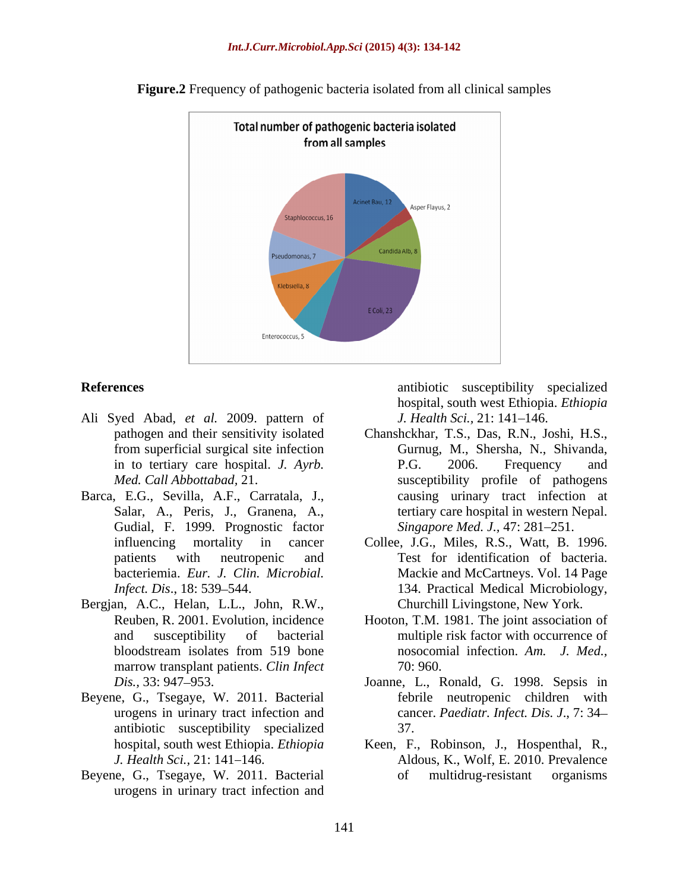**Figure.2** Frequency of pathogenic bacteria isolated from all clinical samples

## References

Ali Syed Abad, *et al.* 2009. pattern of pathogen and their sensitivity isolated from superficial surgical site infection in to tertiary care hospital. *J. Ayrb. Med. Call Abbottabad*, 21.

Barca, E.G., Sevilla, A.F., Carratala, J., Salar, A., Peris, J., Granena, A., Gudial, F. 1999. Prognostic factor influencing mortality in cancer patients with neutropenic and bacteriemia. *Eur. J. Clin. Microbial. Infect. Dis*., 18: 539–544.

Bergjan, A.C., Helan, L.L., John, R.W., Reuben, R. 2001. Evolution, incidence and susceptibility of bacterial bloodstream isolates from 519 bone marrow transplant patients. *Clin Infect Dis.*, 33: 947–953.

Beyene, G., Tsegaye, W. 2011. Bacterial urogens in urinary tract infection and antibiotic susceptibility specialized hospital, south west Ethiopia. *Ethiopia J. Health Sci.*, 21: 141–146.

Beyene, G., Tsegaye, W. 2011. Bacterial urogens in urinary tract infection and antibiotic susceptibility specialized hospital, south west Ethiopia. *Ethiopia J. Health Sci.*, 21: 141–146.

Chanshckhar, T.S., Das, R.N., Joshi, H.S., Gurnug, M., Shersha, N., Shivanda, P.G. 2006. Frequency and susceptibility profile of pathogens causing urinary tract infection at tertiary care hospital in western Nepal. *Singapore Med. J.*, 47: 281–251.

Collee, J.G., Miles, R.S., Watt, B. 1996. Test for identification of bacteria. Mackie and McCartneys. Vol. 14 Page 134. Practical Medical Microbiology, Churchill Livingstone, New York.

Hooton, T.M. 1981. The joint association of multiple risk factor with occurrence of nosocomial infection. *Am. J. Med.*, 70: 960.

Joanne, L., Ronald, G. 1998. Sepsis in febrile neutropenic children with cancer. *Paediatr. Infect. Dis. J.*, 7: 34–37.

Keen, F., Robinson, J., Hospenthal, R., Aldous, K., Wolf, E. 2010. Prevalence of multidrug-resistant organisms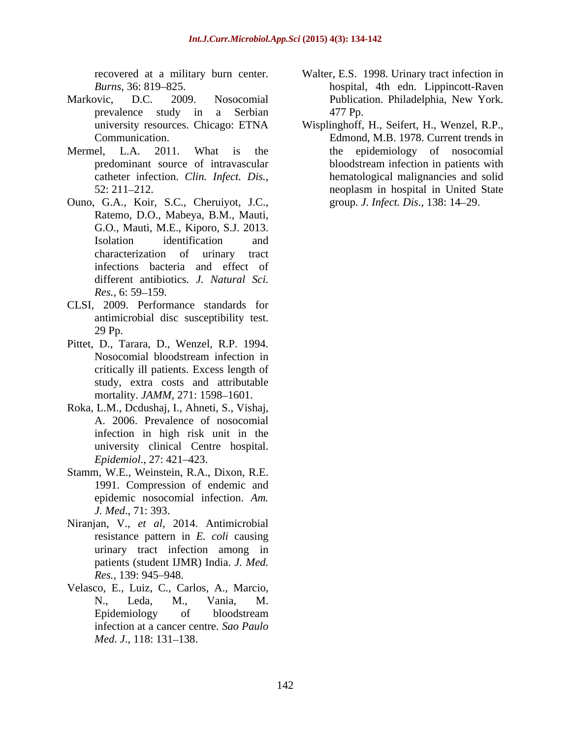recovered at a military burn center. *Burns*, 36: 819–825.

Markovic, D.C. 2009. Nosocomial prevalence study in a Serbian university resources. Chicago: ETNA Communication.

Mermel, L.A. 2011. What is the predominant source of intravascular catheter infection. *Clin. Infect. Dis.*, 52: 211–212.

Ouno, G.A., Koir, S.C., Cheruiyot, J.C., Ratemo, D.O., Mabeya, B.M., Mauti, G.O., Mauti, M.E., Kiporo, S.J. 2013. Isolation identification and characterization of urinary tract infections bacteria and effect of different antibiotics. *J. Natural Sci. Res.*, 6: 59–159.

CLSI, 2009. Performance standards for antimicrobial disc susceptibility test. 29 Pp.

Pittet, D., Tarara, D., Wenzel, R.P. 1994. Nosocomial bloodstream infection in critically ill patients. Excess length of study, extra costs and attributable mortality. *JAMM*, 271: 1598–1601.

Roka, L.M., Dcdushaj, I., Ahneti, S., Vishaj, A. 2006. Prevalence of nosocomial infection in high risk unit in the university clinical Centre hospital. *Epidemiol*., 27: 421–423.

Stamm, W.E., Weinstein, R.A., Dixon, R.E. 1991. Compression of endemic and epidemic nosocomial infection. *Am. J. Med*., 71: 393.

Niranjan, V., *et al*, 2014. Antimicrobial resistance pattern in *E. coli* causing urinary tract infection among in patients (student IJMR) India. *J. Med. Res.*, 139: 945–948.

Velasco, E., Luiz, C., Carlos, A., Marcio, N., Leda, M., Vania, M. Epidemiology of bloodstream infection at a cancer centre. *Sao Paulo Med. J*., 118: 131–138.

Walter, E.S. 1998. Urinary tract infection in hospital, 4th edn. Lippincott-Raven Publication. Philadelphia, New York. 477 Pp.

Wisplinghoff, H., Seifert, H., Wenzel, R.P., Edmond, M.B. 1978. Current trends in the epidemiology of nosocomial bloodstream infection in patients with hematological malignancies and solid neoplasm in hospital in United State group. *J. Infect. Dis*., 138: 14–29.